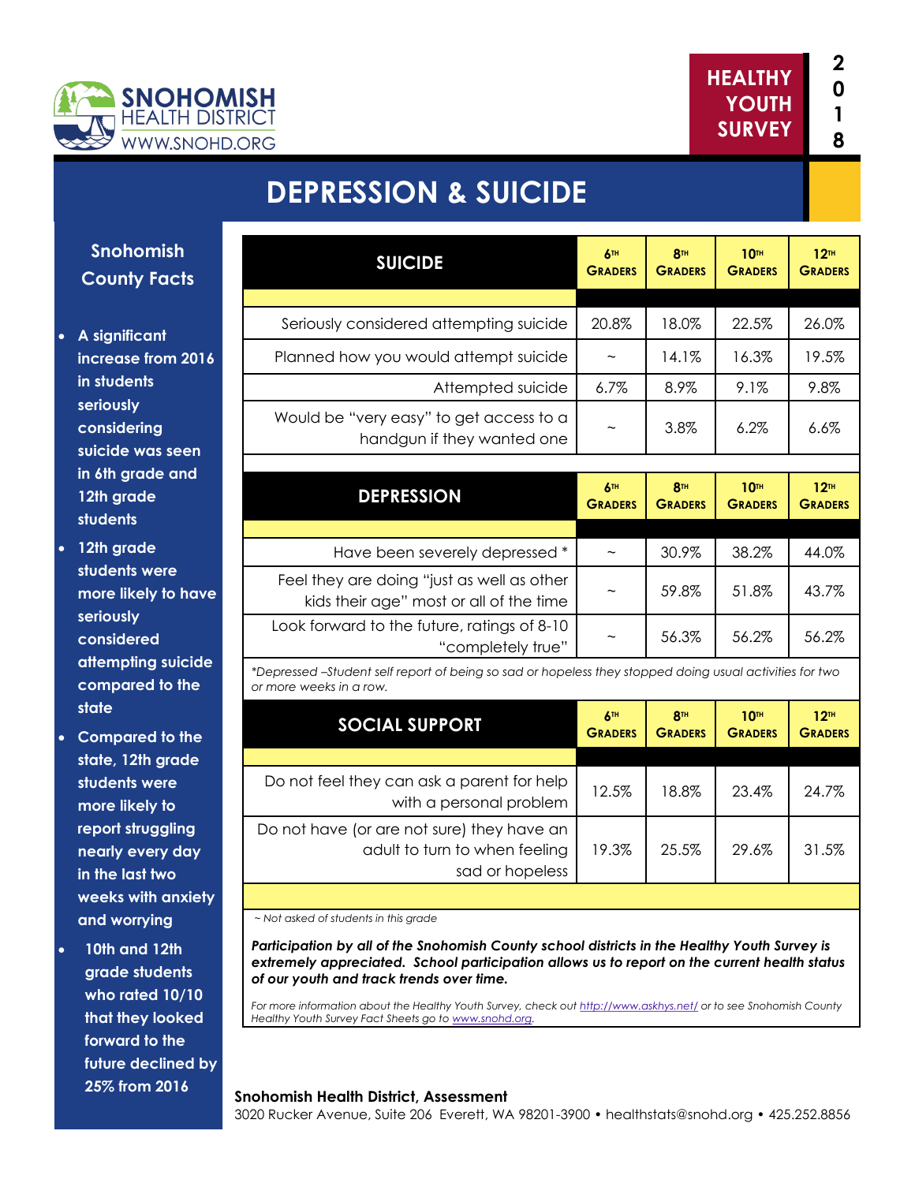SNOHOMISH HEALTH DISTRICT
WWW.SNOHD.ORG

HEALTHY YOUTH SURVEY 2018

# DEPRESSION & SUICIDE

## Snohomish County Facts

- A significant increase from 2016 in students seriously considering suicide was seen in 6th grade and 12th grade students
- 12th grade students were more likely to have seriously considered attempting suicide compared to the state
- Compared to the state, 12th grade students were more likely to report struggling nearly every day in the last two weeks with anxiety and worrying
- 10th and 12th grade students who rated 10/10 that they looked forward to the future declined by 25% from 2016

| SUICIDE | 6th Graders | 8th Graders | 10th Graders | 12th Graders |
|---|---|---|---|---|
| Seriously considered attempting suicide | 20.8% | 18.0% | 22.5% | 26.0% |
| Planned how you would attempt suicide | ~ | 14.1% | 16.3% | 19.5% |
| Attempted suicide | 6.7% | 8.9% | 9.1% | 9.8% |
| Would be "very easy" to get access to a handgun if they wanted one | ~ | 3.8% | 6.2% | 6.6% |

| DEPRESSION | 6th Graders | 8th Graders | 10th Graders | 12th Graders |
|---|---|---|---|---|
| Have been severely depressed * | ~ | 30.9% | 38.2% | 44.0% |
| Feel they are doing "just as well as other kids their age" most or all of the time | ~ | 59.8% | 51.8% | 43.7% |
| Look forward to the future, ratings of 8-10 "completely true" | ~ | 56.3% | 56.2% | 56.2% |

*\*Depressed –Student self report of being so sad or hopeless they stopped doing usual activities for two or more weeks in a row.*

| SOCIAL SUPPORT | 6th Graders | 8th Graders | 10th Graders | 12th Graders |
|---|---|---|---|---|
| Do not feel they can ask a parent for help with a personal problem | 12.5% | 18.8% | 23.4% | 24.7% |
| Do not have (or are not sure) they have an adult to turn to when feeling sad or hopeless | 19.3% | 25.5% | 29.6% | 31.5% |

*~ Not asked of students in this grade*

***Participation by all of the Snohomish County school districts in the Healthy Youth Survey is extremely appreciated. School participation allows us to report on the current health status of our youth and track trends over time.***

*For more information about the Healthy Youth Survey, check out http://www.askhys.net/ or to see Snohomish County Healthy Youth Survey Fact Sheets go to www.snohd.org.*

**Snohomish Health District, Assessment**
3020 Rucker Avenue, Suite 206 Everett, WA 98201-3900 • healthstats@snohd.org • 425.252.8856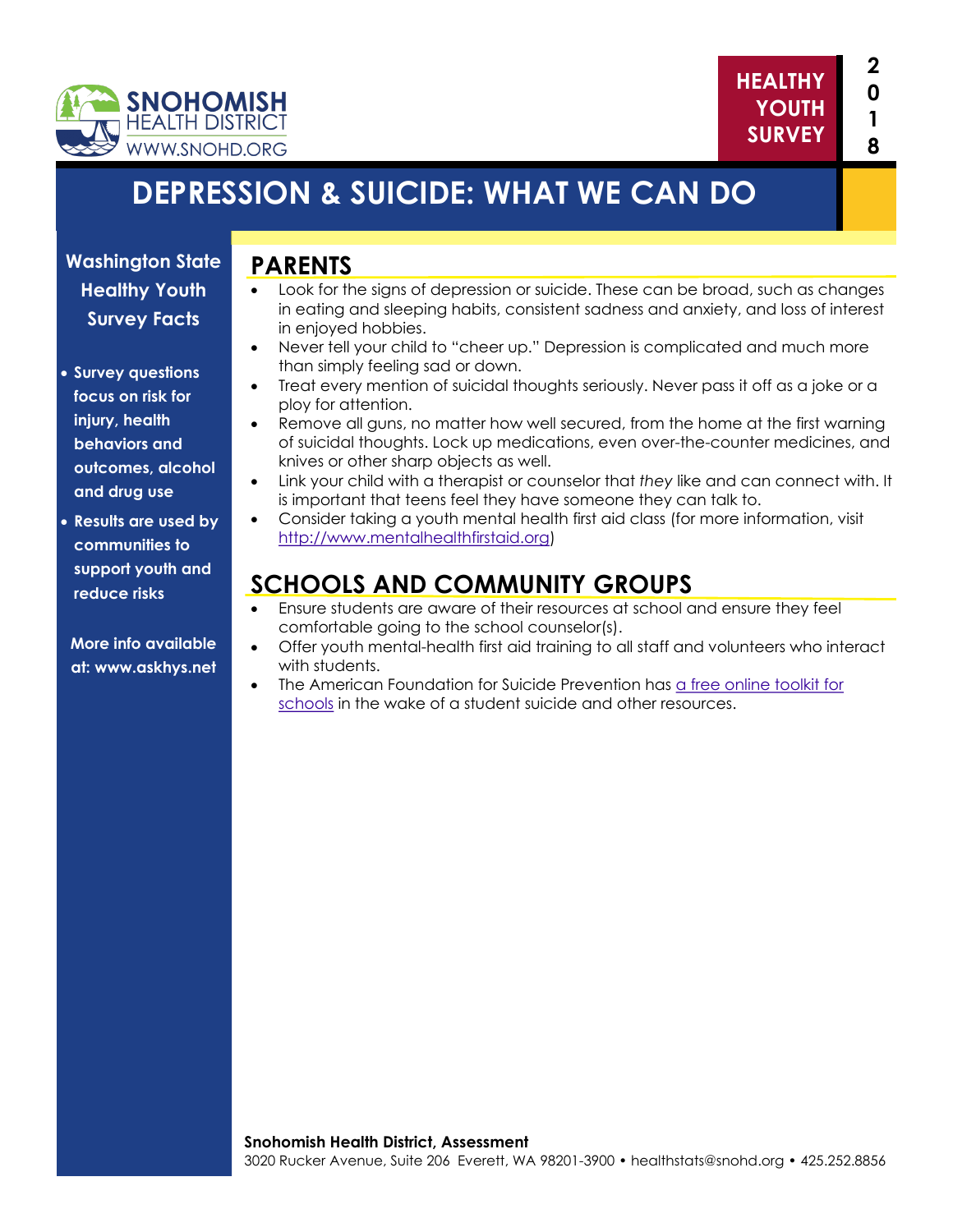SNOHOMISH HEALTH DISTRICT
WWW.SNOHD.ORG

HEALTHY YOUTH SURVEY 2018

# DEPRESSION & SUICIDE: WHAT WE CAN DO

**Washington State Healthy Youth Survey Facts**

- **Survey questions focus on risk for injury, health behaviors and outcomes, alcohol and drug use**
- **Results are used by communities to support youth and reduce risks**

**More info available at: www.askhys.net**

## PARENTS

- Look for the signs of depression or suicide. These can be broad, such as changes in eating and sleeping habits, consistent sadness and anxiety, and loss of interest in enjoyed hobbies.
- Never tell your child to "cheer up." Depression is complicated and much more than simply feeling sad or down.
- Treat every mention of suicidal thoughts seriously. Never pass it off as a joke or a ploy for attention.
- Remove all guns, no matter how well secured, from the home at the first warning of suicidal thoughts. Lock up medications, even over-the-counter medicines, and knives or other sharp objects as well.
- Link your child with a therapist or counselor that *they* like and can connect with. It is important that teens feel they have someone they can talk to.
- Consider taking a youth mental health first aid class (for more information, visit http://www.mentalhealthfirstaid.org)

## SCHOOLS AND COMMUNITY GROUPS

- Ensure students are aware of their resources at school and ensure they feel comfortable going to the school counselor(s).
- Offer youth mental-health first aid training to all staff and volunteers who interact with students.
- The American Foundation for Suicide Prevention has a free online toolkit for schools in the wake of a student suicide and other resources.

**Snohomish Health District, Assessment**
3020 Rucker Avenue, Suite 206 Everett, WA 98201-3900 • healthstats@snohd.org • 425.252.8856